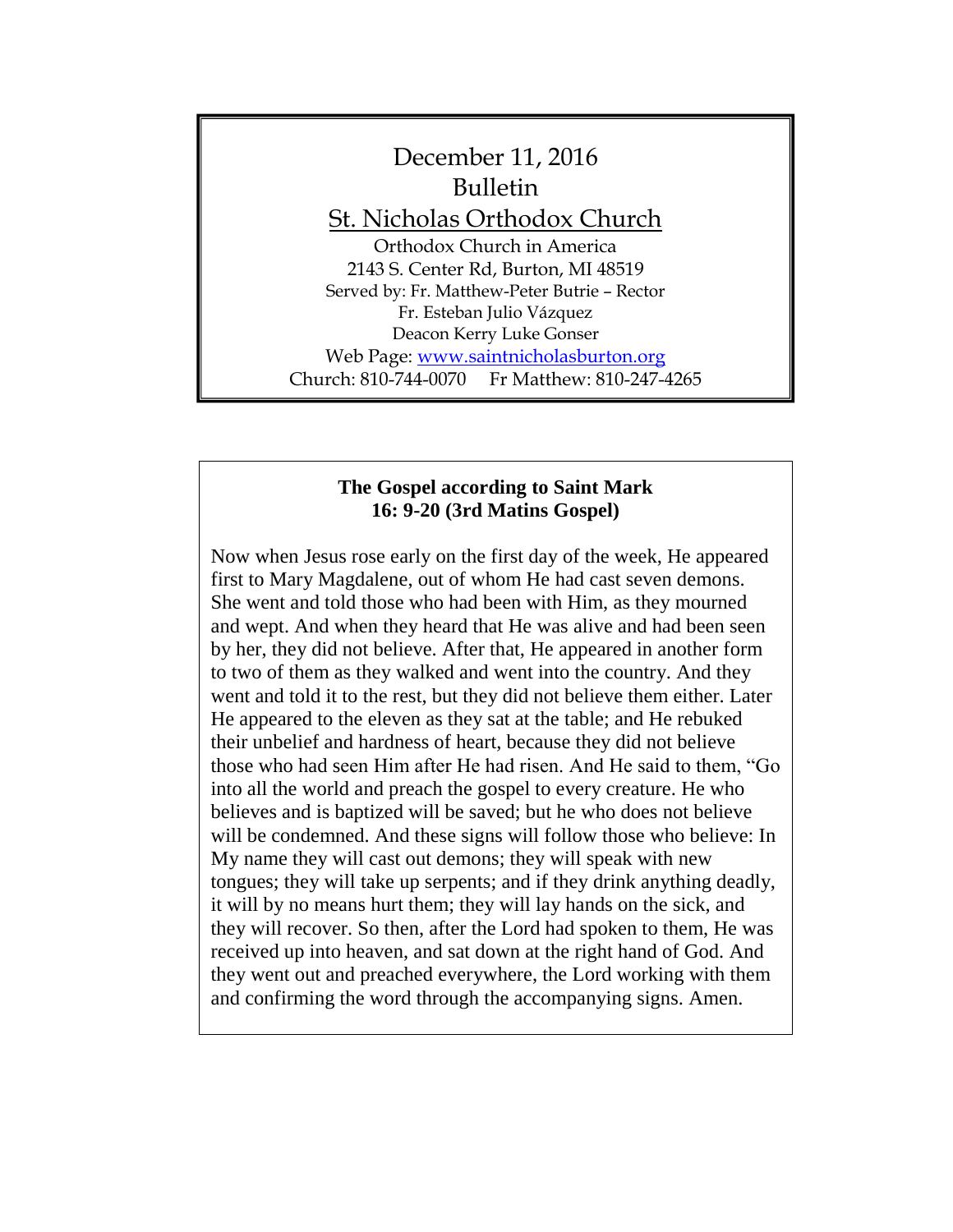# December 11, 2016
# Bulletin

## St. Nicholas Orthodox Church

Orthodox Church in America
2143 S. Center Rd, Burton, MI 48519
Served by: Fr. Matthew-Peter Butrie – Rector
Fr. Esteban Julio Vázquez
Deacon Kerry Luke Gonser
Web Page: www.saintnicholasburton.org
Church: 810-744-0070     Fr Matthew: 810-247-4265

**The Gospel according to Saint Mark**
**16: 9-20 (3rd Matins Gospel)**

Now when Jesus rose early on the first day of the week, He appeared first to Mary Magdalene, out of whom He had cast seven demons. She went and told those who had been with Him, as they mourned and wept. And when they heard that He was alive and had been seen by her, they did not believe. After that, He appeared in another form to two of them as they walked and went into the country. And they went and told it to the rest, but they did not believe them either. Later He appeared to the eleven as they sat at the table; and He rebuked their unbelief and hardness of heart, because they did not believe those who had seen Him after He had risen. And He said to them, "Go into all the world and preach the gospel to every creature. He who believes and is baptized will be saved; but he who does not believe will be condemned. And these signs will follow those who believe: In My name they will cast out demons; they will speak with new tongues; they will take up serpents; and if they drink anything deadly, it will by no means hurt them; they will lay hands on the sick, and they will recover. So then, after the Lord had spoken to them, He was received up into heaven, and sat down at the right hand of God. And they went out and preached everywhere, the Lord working with them and confirming the word through the accompanying signs. Amen.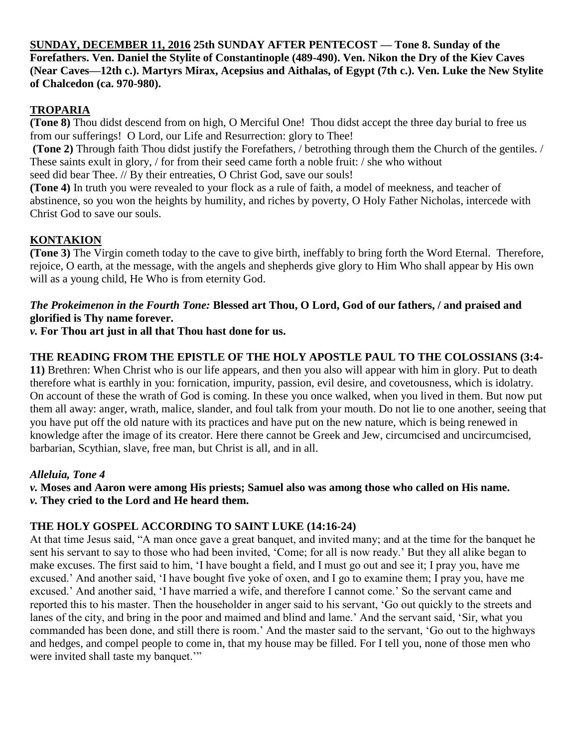**SUNDAY, DECEMBER 11, 2016 25th SUNDAY AFTER PENTECOST — Tone 8. Sunday of the Forefathers. Ven. Daniel the Stylite of Constantinople (489-490). Ven. Nikon the Dry of the Kiev Caves (Near Caves—12th c.). Martyrs Mirax, Acepsius and Aithalas, of Egypt (7th c.). Ven. Luke the New Stylite of Chalcedon (ca. 970-980).**

## TROPARIA

**(Tone 8)** Thou didst descend from on high, O Merciful One! Thou didst accept the three day burial to free us from our sufferings! O Lord, our Life and Resurrection: glory to Thee!

**(Tone 2)** Through faith Thou didst justify the Forefathers, / betrothing through them the Church of the gentiles. / These saints exult in glory, / for from their seed came forth a noble fruit: / she who without seed did bear Thee. // By their entreaties, O Christ God, save our souls!

**(Tone 4)** In truth you were revealed to your flock as a rule of faith, a model of meekness, and teacher of abstinence, so you won the heights by humility, and riches by poverty, O Holy Father Nicholas, intercede with Christ God to save our souls.

## KONTAKION

**(Tone 3)** The Virgin cometh today to the cave to give birth, ineffably to bring forth the Word Eternal. Therefore, rejoice, O earth, at the message, with the angels and shepherds give glory to Him Who shall appear by His own will as a young child, He Who is from eternity God.

***The Prokeimenon in the Fourth Tone:*** **Blessed art Thou, O Lord, God of our fathers, / and praised and glorified is Thy name forever.**
***v.*** **For Thou art just in all that Thou hast done for us.**

**THE READING FROM THE EPISTLE OF THE HOLY APOSTLE PAUL TO THE COLOSSIANS (3:4-11)** Brethren: When Christ who is our life appears, and then you also will appear with him in glory. Put to death therefore what is earthly in you: fornication, impurity, passion, evil desire, and covetousness, which is idolatry. On account of these the wrath of God is coming. In these you once walked, when you lived in them. But now put them all away: anger, wrath, malice, slander, and foul talk from your mouth. Do not lie to one another, seeing that you have put off the old nature with its practices and have put on the new nature, which is being renewed in knowledge after the image of its creator. Here there cannot be Greek and Jew, circumcised and uncircumcised, barbarian, Scythian, slave, free man, but Christ is all, and in all.

***Alleluia, Tone 4***
***v.*** **Moses and Aaron were among His priests; Samuel also was among those who called on His name.**
***v.*** **They cried to the Lord and He heard them.**

**THE HOLY GOSPEL ACCORDING TO SAINT LUKE (14:16-24)**
At that time Jesus said, "A man once gave a great banquet, and invited many; and at the time for the banquet he sent his servant to say to those who had been invited, 'Come; for all is now ready.' But they all alike began to make excuses. The first said to him, 'I have bought a field, and I must go out and see it; I pray you, have me excused.' And another said, 'I have bought five yoke of oxen, and I go to examine them; I pray you, have me excused.' And another said, 'I have married a wife, and therefore I cannot come.' So the servant came and reported this to his master. Then the householder in anger said to his servant, 'Go out quickly to the streets and lanes of the city, and bring in the poor and maimed and blind and lame.' And the servant said, 'Sir, what you commanded has been done, and still there is room.' And the master said to the servant, 'Go out to the highways and hedges, and compel people to come in, that my house may be filled. For I tell you, none of those men who were invited shall taste my banquet.'"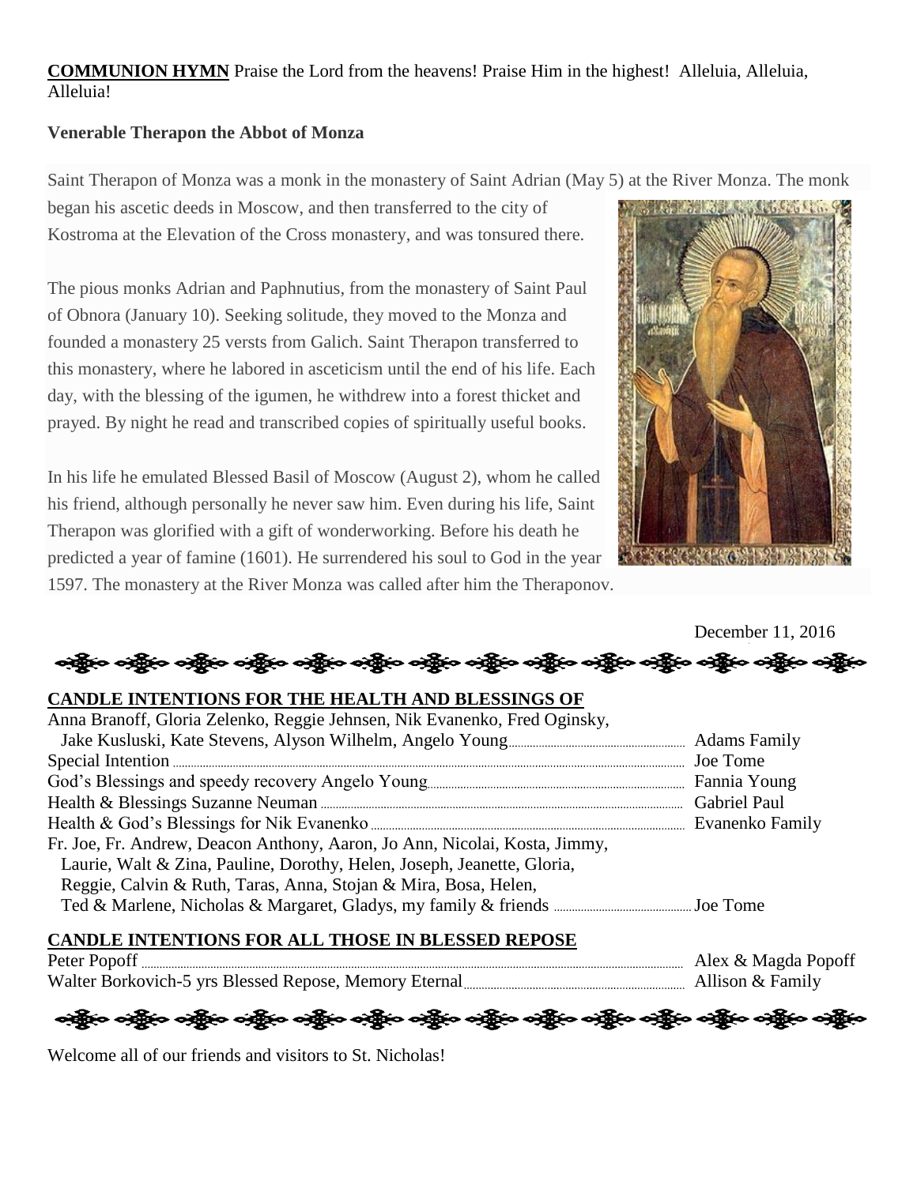**COMMUNION HYMN** Praise the Lord from the heavens! Praise Him in the highest! Alleluia, Alleluia, Alleluia!

**Venerable Therapon the Abbot of Monza**

Saint Therapon of Monza was a monk in the monastery of Saint Adrian (May 5) at the River Monza. The monk began his ascetic deeds in Moscow, and then transferred to the city of Kostroma at the Elevation of the Cross monastery, and was tonsured there.

The pious monks Adrian and Paphnutius, from the monastery of Saint Paul of Obnora (January 10). Seeking solitude, they moved to the Monza and founded a monastery 25 versts from Galich. Saint Therapon transferred to this monastery, where he labored in asceticism until the end of his life. Each day, with the blessing of the igumen, he withdrew into a forest thicket and prayed. By night he read and transcribed copies of spiritually useful books.

In his life he emulated Blessed Basil of Moscow (August 2), whom he called his friend, although personally he never saw him. Even during his life, Saint Therapon was glorified with a gift of wonderworking. Before his death he predicted a year of famine (1601). He surrendered his soul to God in the year 1597. The monastery at the River Monza was called after him the Theraponov.

December 11, 2016

**CANDLE INTENTIONS FOR THE HEALTH AND BLESSINGS OF**

| | |
|---|---|
| Anna Branoff, Gloria Zelenko, Reggie Jehnsen, Nik Evanenko, Fred Oginsky, Jake Kusluski, Kate Stevens, Alyson Wilhelm, Angelo Young | Adams Family |
| Special Intention | Joe Tome |
| God's Blessings and speedy recovery Angelo Young | Fannia Young |
| Health & Blessings Suzanne Neuman | Gabriel Paul |
| Health & God's Blessings for Nik Evanenko | Evanenko Family |
| Fr. Joe, Fr. Andrew, Deacon Anthony, Aaron, Jo Ann, Nicolai, Kosta, Jimmy, Laurie, Walt & Zina, Pauline, Dorothy, Helen, Joseph, Jeanette, Gloria, Reggie, Calvin & Ruth, Taras, Anna, Stojan & Mira, Bosa, Helen, Ted & Marlene, Nicholas & Margaret, Gladys, my family & friends | Joe Tome |

**CANDLE INTENTIONS FOR ALL THOSE IN BLESSED REPOSE**

| | |
|---|---|
| Peter Popoff | Alex & Magda Popoff |
| Walter Borkovich-5 yrs Blessed Repose, Memory Eternal | Allison & Family |

Welcome all of our friends and visitors to St. Nicholas!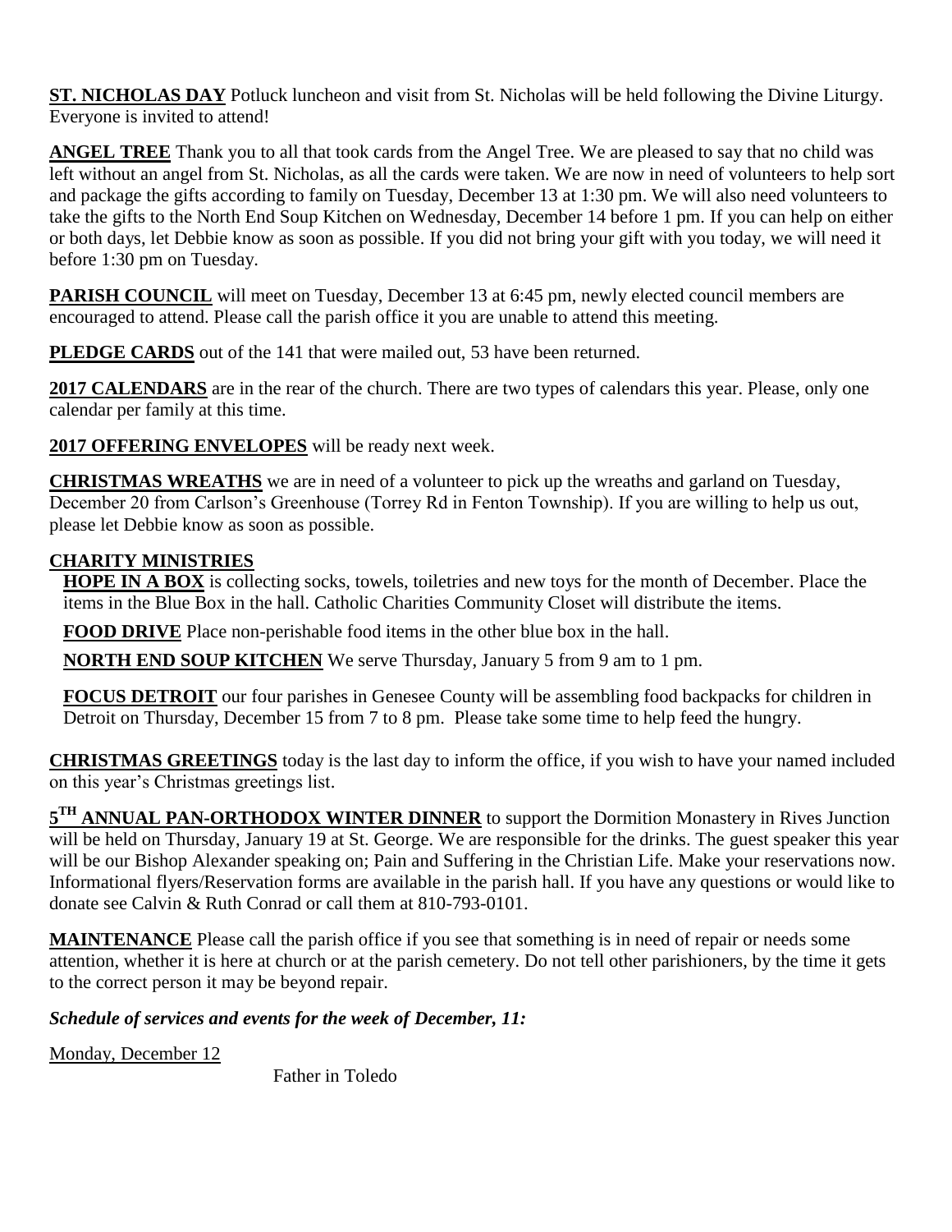**ST. NICHOLAS DAY** Potluck luncheon and visit from St. Nicholas will be held following the Divine Liturgy. Everyone is invited to attend!

**ANGEL TREE** Thank you to all that took cards from the Angel Tree. We are pleased to say that no child was left without an angel from St. Nicholas, as all the cards were taken. We are now in need of volunteers to help sort and package the gifts according to family on Tuesday, December 13 at 1:30 pm. We will also need volunteers to take the gifts to the North End Soup Kitchen on Wednesday, December 14 before 1 pm. If you can help on either or both days, let Debbie know as soon as possible. If you did not bring your gift with you today, we will need it before 1:30 pm on Tuesday.

**PARISH COUNCIL** will meet on Tuesday, December 13 at 6:45 pm, newly elected council members are encouraged to attend. Please call the parish office it you are unable to attend this meeting.

**PLEDGE CARDS** out of the 141 that were mailed out, 53 have been returned.

**2017 CALENDARS** are in the rear of the church. There are two types of calendars this year. Please, only one calendar per family at this time.

**2017 OFFERING ENVELOPES** will be ready next week.

**CHRISTMAS WREATHS** we are in need of a volunteer to pick up the wreaths and garland on Tuesday, December 20 from Carlson's Greenhouse (Torrey Rd in Fenton Township). If you are willing to help us out, please let Debbie know as soon as possible.

**CHARITY MINISTRIES**

**HOPE IN A BOX** is collecting socks, towels, toiletries and new toys for the month of December. Place the items in the Blue Box in the hall. Catholic Charities Community Closet will distribute the items.

**FOOD DRIVE** Place non-perishable food items in the other blue box in the hall.

**NORTH END SOUP KITCHEN** We serve Thursday, January 5 from 9 am to 1 pm.

**FOCUS DETROIT** our four parishes in Genesee County will be assembling food backpacks for children in Detroit on Thursday, December 15 from 7 to 8 pm. Please take some time to help feed the hungry.

**CHRISTMAS GREETINGS** today is the last day to inform the office, if you wish to have your named included on this year's Christmas greetings list.

**5TH ANNUAL PAN-ORTHODOX WINTER DINNER** to support the Dormition Monastery in Rives Junction will be held on Thursday, January 19 at St. George. We are responsible for the drinks. The guest speaker this year will be our Bishop Alexander speaking on; Pain and Suffering in the Christian Life. Make your reservations now. Informational flyers/Reservation forms are available in the parish hall. If you have any questions or would like to donate see Calvin & Ruth Conrad or call them at 810-793-0101.

**MAINTENANCE** Please call the parish office if you see that something is in need of repair or needs some attention, whether it is here at church or at the parish cemetery. Do not tell other parishioners, by the time it gets to the correct person it may be beyond repair.

***Schedule of services and events for the week of December, 11:***

Monday, December 12

Father in Toledo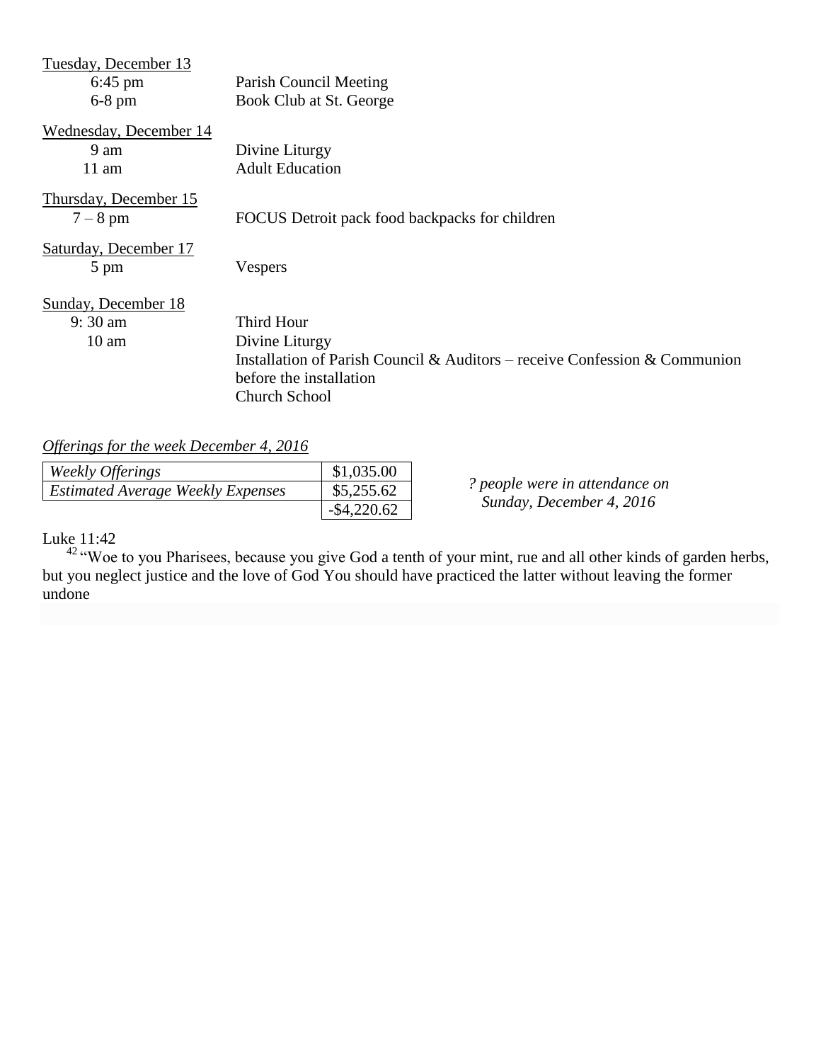<u>Tuesday, December 13</u>

6:45 pm Parish Council Meeting
6-8 pm Book Club at St. George

<u>Wednesday, December 14</u>

9 am Divine Liturgy
11 am Adult Education

<u>Thursday, December 15</u>

7 – 8 pm FOCUS Detroit pack food backpacks for children

<u>Saturday, December 17</u>

5 pm Vespers

<u>Sunday, December 18</u>

9: 30 am Third Hour
10 am Divine Liturgy
Installation of Parish Council & Auditors – receive Confession & Communion before the installation
Church School

*<u>Offerings for the week December 4, 2016</u>*

| | |
|---|---|
| *Weekly Offerings* | $1,035.00 |
| *Estimated Average Weekly Expenses* | $5,255.62 |
| | -$4,220.62 |

*? people were in attendance on Sunday, December 4, 2016*

Luke 11:42

[42] "Woe to you Pharisees, because you give God a tenth of your mint, rue and all other kinds of garden herbs, but you neglect justice and the love of God You should have practiced the latter without leaving the former undone